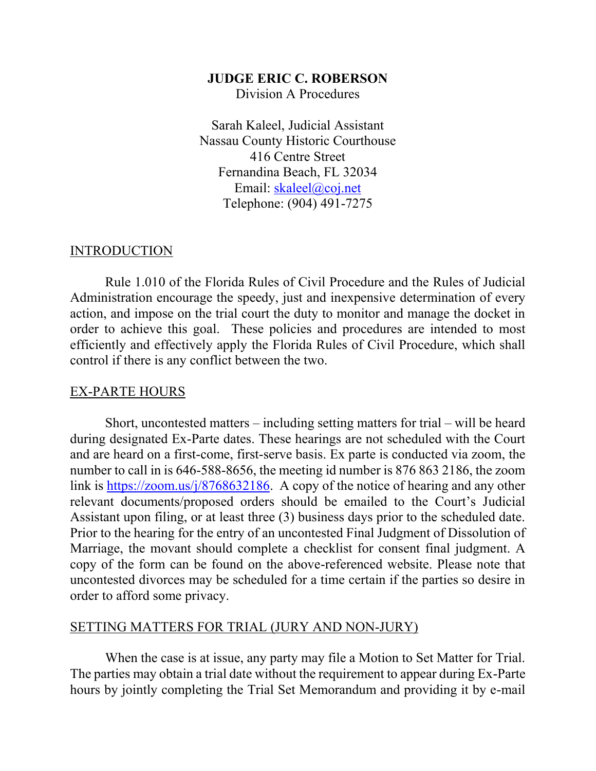**JUDGE ERIC C. ROBERSON**
Division A Procedures

Sarah Kaleel, Judicial Assistant
Nassau County Historic Courthouse
416 Centre Street
Fernandina Beach, FL 32034
Email: [skaleel@coj.net](mailto:skaleel@coj.net)
Telephone: (904) 491-7275

## INTRODUCTION

Rule 1.010 of the Florida Rules of Civil Procedure and the Rules of Judicial Administration encourage the speedy, just and inexpensive determination of every action, and impose on the trial court the duty to monitor and manage the docket in order to achieve this goal. These policies and procedures are intended to most efficiently and effectively apply the Florida Rules of Civil Procedure, which shall control if there is any conflict between the two.

## EX-PARTE HOURS

Short, uncontested matters – including setting matters for trial – will be heard during designated Ex-Parte dates. These hearings are not scheduled with the Court and are heard on a first-come, first-serve basis. Ex parte is conducted via zoom, the number to call in is 646-588-8656, the meeting id number is 876 863 2186, the zoom link is [https://zoom.us/j/8768632186](https://zoom.us/j/8768632186). A copy of the notice of hearing and any other relevant documents/proposed orders should be emailed to the Court's Judicial Assistant upon filing, or at least three (3) business days prior to the scheduled date. Prior to the hearing for the entry of an uncontested Final Judgment of Dissolution of Marriage, the movant should complete a checklist for consent final judgment. A copy of the form can be found on the above-referenced website. Please note that uncontested divorces may be scheduled for a time certain if the parties so desire in order to afford some privacy.

## SETTING MATTERS FOR TRIAL (JURY AND NON-JURY)

When the case is at issue, any party may file a Motion to Set Matter for Trial. The parties may obtain a trial date without the requirement to appear during Ex-Parte hours by jointly completing the Trial Set Memorandum and providing it by e-mail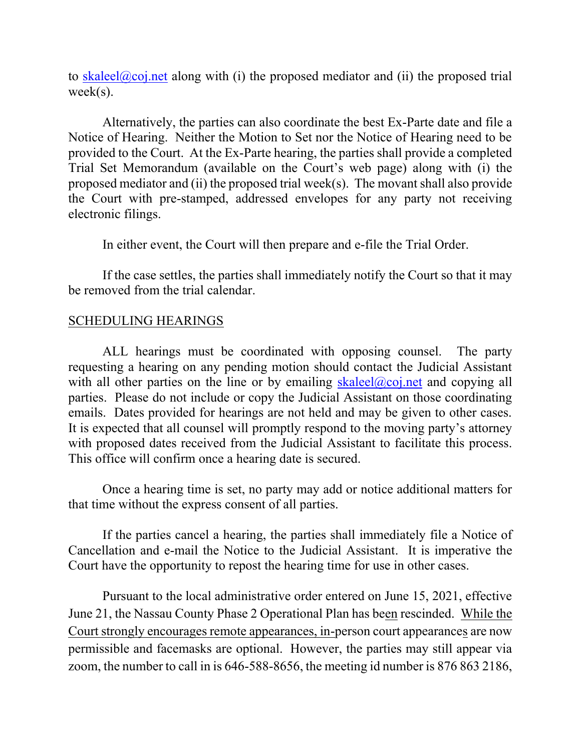to skaleel@coj.net along with (i) the proposed mediator and (ii) the proposed trial week(s).

Alternatively, the parties can also coordinate the best Ex-Parte date and file a Notice of Hearing. Neither the Motion to Set nor the Notice of Hearing need to be provided to the Court. At the Ex-Parte hearing, the parties shall provide a completed Trial Set Memorandum (available on the Court's web page) along with (i) the proposed mediator and (ii) the proposed trial week(s). The movant shall also provide the Court with pre-stamped, addressed envelopes for any party not receiving electronic filings.

In either event, the Court will then prepare and e-file the Trial Order.

If the case settles, the parties shall immediately notify the Court so that it may be removed from the trial calendar.

<u>SCHEDULING HEARINGS</u>

ALL hearings must be coordinated with opposing counsel. The party requesting a hearing on any pending motion should contact the Judicial Assistant with all other parties on the line or by emailing skaleel@coj.net and copying all parties. Please do not include or copy the Judicial Assistant on those coordinating emails. Dates provided for hearings are not held and may be given to other cases. It is expected that all counsel will promptly respond to the moving party's attorney with proposed dates received from the Judicial Assistant to facilitate this process. This office will confirm once a hearing date is secured.

Once a hearing time is set, no party may add or notice additional matters for that time without the express consent of all parties.

If the parties cancel a hearing, the parties shall immediately file a Notice of Cancellation and e-mail the Notice to the Judicial Assistant. It is imperative the Court have the opportunity to repost the hearing time for use in other cases.

Pursuant to the local administrative order entered on June 15, 2021, effective June 21, the Nassau County Phase 2 Operational Plan has been rescinded. <u>While the Court strongly encourages remote appearances, in-</u>person court appearances are now permissible and facemasks are optional. However, the parties may still appear via zoom, the number to call in is 646-588-8656, the meeting id number is 876 863 2186,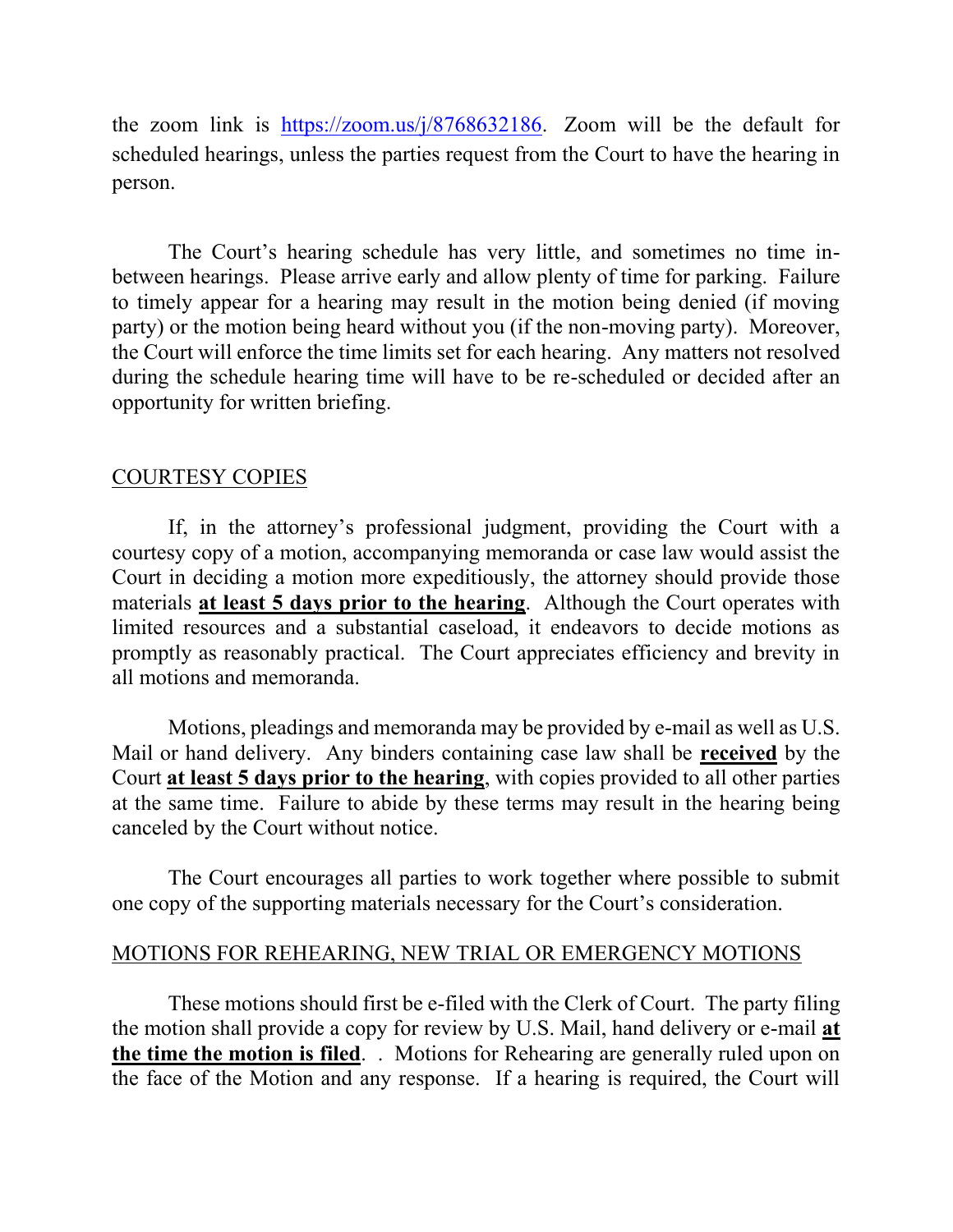the zoom link is [https://zoom.us/j/8768632186](https://zoom.us/j/8768632186). Zoom will be the default for scheduled hearings, unless the parties request from the Court to have the hearing in person.

The Court's hearing schedule has very little, and sometimes no time in-between hearings. Please arrive early and allow plenty of time for parking. Failure to timely appear for a hearing may result in the motion being denied (if moving party) or the motion being heard without you (if the non-moving party). Moreover, the Court will enforce the time limits set for each hearing. Any matters not resolved during the schedule hearing time will have to be re-scheduled or decided after an opportunity for written briefing.

## COURTESY COPIES

If, in the attorney's professional judgment, providing the Court with a courtesy copy of a motion, accompanying memoranda or case law would assist the Court in deciding a motion more expeditiously, the attorney should provide those materials **at least 5 days prior to the hearing**. Although the Court operates with limited resources and a substantial caseload, it endeavors to decide motions as promptly as reasonably practical. The Court appreciates efficiency and brevity in all motions and memoranda.

Motions, pleadings and memoranda may be provided by e-mail as well as U.S. Mail or hand delivery. Any binders containing case law shall be **received** by the Court **at least 5 days prior to the hearing**, with copies provided to all other parties at the same time. Failure to abide by these terms may result in the hearing being canceled by the Court without notice.

The Court encourages all parties to work together where possible to submit one copy of the supporting materials necessary for the Court's consideration.

## MOTIONS FOR REHEARING, NEW TRIAL OR EMERGENCY MOTIONS

These motions should first be e-filed with the Clerk of Court. The party filing the motion shall provide a copy for review by U.S. Mail, hand delivery or e-mail **at the time the motion is filed**. . Motions for Rehearing are generally ruled upon on the face of the Motion and any response. If a hearing is required, the Court will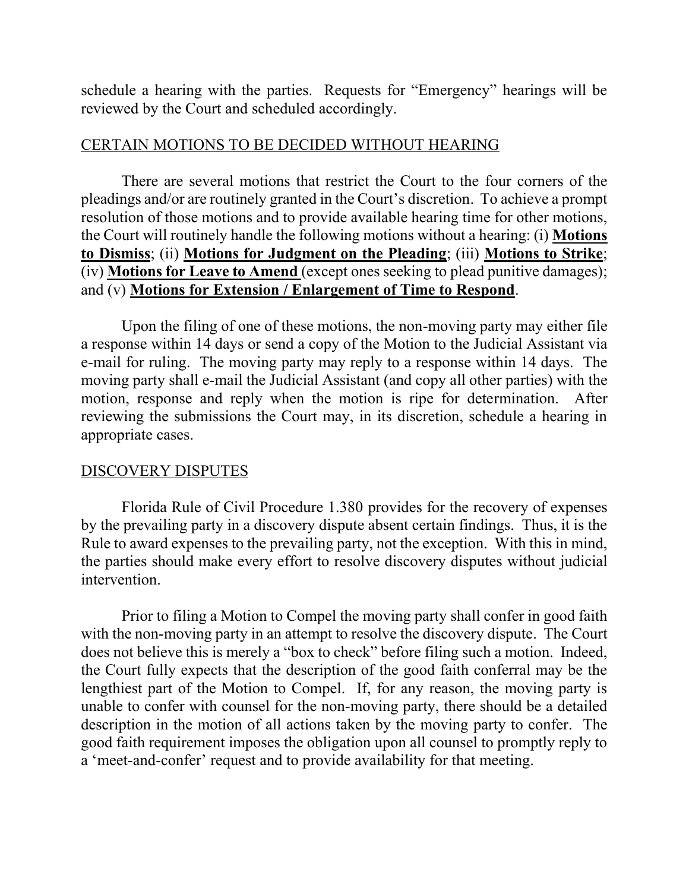schedule a hearing with the parties. Requests for "Emergency" hearings will be reviewed by the Court and scheduled accordingly.

## CERTAIN MOTIONS TO BE DECIDED WITHOUT HEARING

There are several motions that restrict the Court to the four corners of the pleadings and/or are routinely granted in the Court's discretion. To achieve a prompt resolution of those motions and to provide available hearing time for other motions, the Court will routinely handle the following motions without a hearing: (i) **Motions to Dismiss**; (ii) **Motions for Judgment on the Pleading**; (iii) **Motions to Strike**; (iv) **Motions for Leave to Amend** (except ones seeking to plead punitive damages); and (v) **Motions for Extension / Enlargement of Time to Respond**.

Upon the filing of one of these motions, the non-moving party may either file a response within 14 days or send a copy of the Motion to the Judicial Assistant via e-mail for ruling. The moving party may reply to a response within 14 days. The moving party shall e-mail the Judicial Assistant (and copy all other parties) with the motion, response and reply when the motion is ripe for determination. After reviewing the submissions the Court may, in its discretion, schedule a hearing in appropriate cases.

## DISCOVERY DISPUTES

Florida Rule of Civil Procedure 1.380 provides for the recovery of expenses by the prevailing party in a discovery dispute absent certain findings. Thus, it is the Rule to award expenses to the prevailing party, not the exception. With this in mind, the parties should make every effort to resolve discovery disputes without judicial intervention.

Prior to filing a Motion to Compel the moving party shall confer in good faith with the non-moving party in an attempt to resolve the discovery dispute. The Court does not believe this is merely a "box to check" before filing such a motion. Indeed, the Court fully expects that the description of the good faith conferral may be the lengthiest part of the Motion to Compel. If, for any reason, the moving party is unable to confer with counsel for the non-moving party, there should be a detailed description in the motion of all actions taken by the moving party to confer. The good faith requirement imposes the obligation upon all counsel to promptly reply to a 'meet-and-confer' request and to provide availability for that meeting.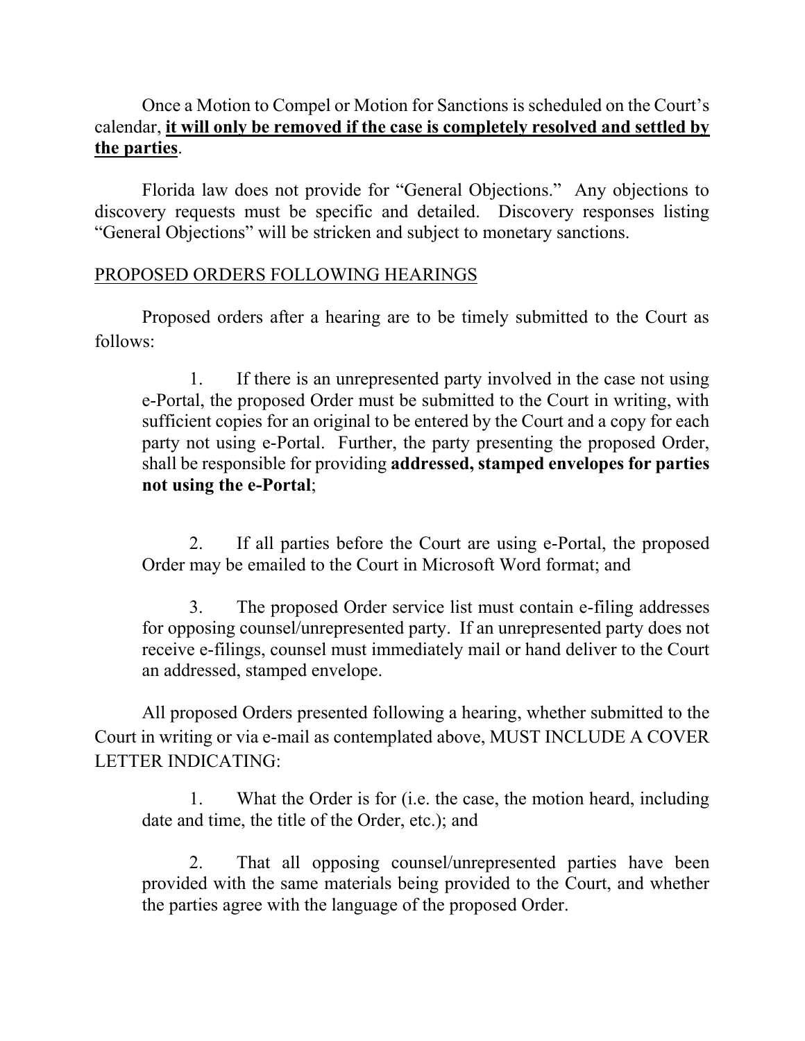Once a Motion to Compel or Motion for Sanctions is scheduled on the Court's calendar, **<u>it will only be removed if the case is completely resolved and settled by the parties</u>**.

Florida law does not provide for "General Objections." Any objections to discovery requests must be specific and detailed. Discovery responses listing "General Objections" will be stricken and subject to monetary sanctions.

<u>PROPOSED ORDERS FOLLOWING HEARINGS</u>

Proposed orders after a hearing are to be timely submitted to the Court as follows:

> 1. If there is an unrepresented party involved in the case not using e-Portal, the proposed Order must be submitted to the Court in writing, with sufficient copies for an original to be entered by the Court and a copy for each party not using e-Portal. Further, the party presenting the proposed Order, shall be responsible for providing **addressed, stamped envelopes for parties not using the e-Portal**;
>
> 2. If all parties before the Court are using e-Portal, the proposed Order may be emailed to the Court in Microsoft Word format; and
>
> 3. The proposed Order service list must contain e-filing addresses for opposing counsel/unrepresented party. If an unrepresented party does not receive e-filings, counsel must immediately mail or hand deliver to the Court an addressed, stamped envelope.

All proposed Orders presented following a hearing, whether submitted to the Court in writing or via e-mail as contemplated above, MUST INCLUDE A COVER LETTER INDICATING:

> 1. What the Order is for (i.e. the case, the motion heard, including date and time, the title of the Order, etc.); and
>
> 2. That all opposing counsel/unrepresented parties have been provided with the same materials being provided to the Court, and whether the parties agree with the language of the proposed Order.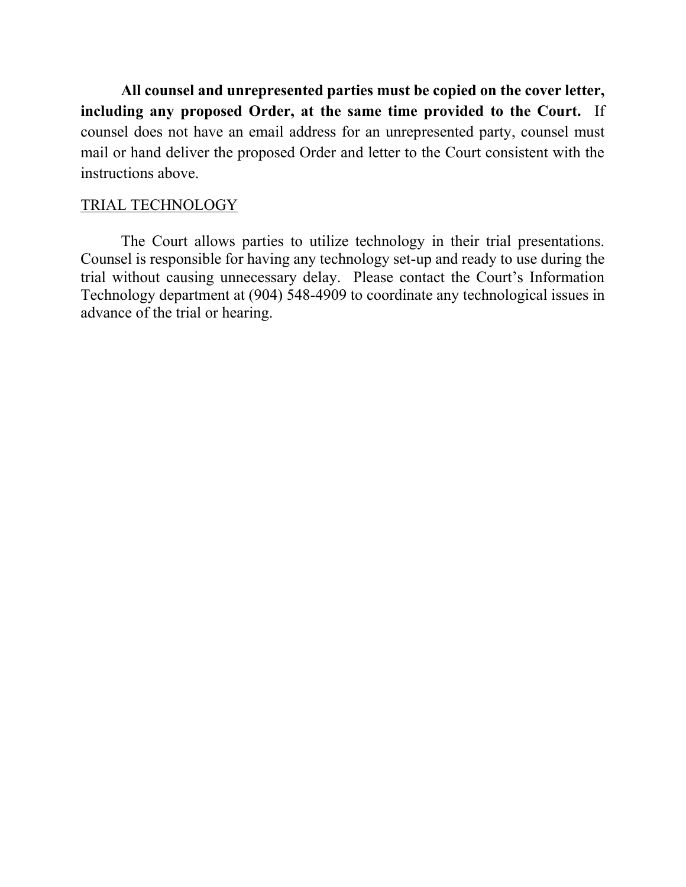**All counsel and unrepresented parties must be copied on the cover letter, including any proposed Order, at the same time provided to the Court.** If counsel does not have an email address for an unrepresented party, counsel must mail or hand deliver the proposed Order and letter to the Court consistent with the instructions above.

<u>TRIAL TECHNOLOGY</u>

The Court allows parties to utilize technology in their trial presentations. Counsel is responsible for having any technology set-up and ready to use during the trial without causing unnecessary delay. Please contact the Court's Information Technology department at (904) 548-4909 to coordinate any technological issues in advance of the trial or hearing.